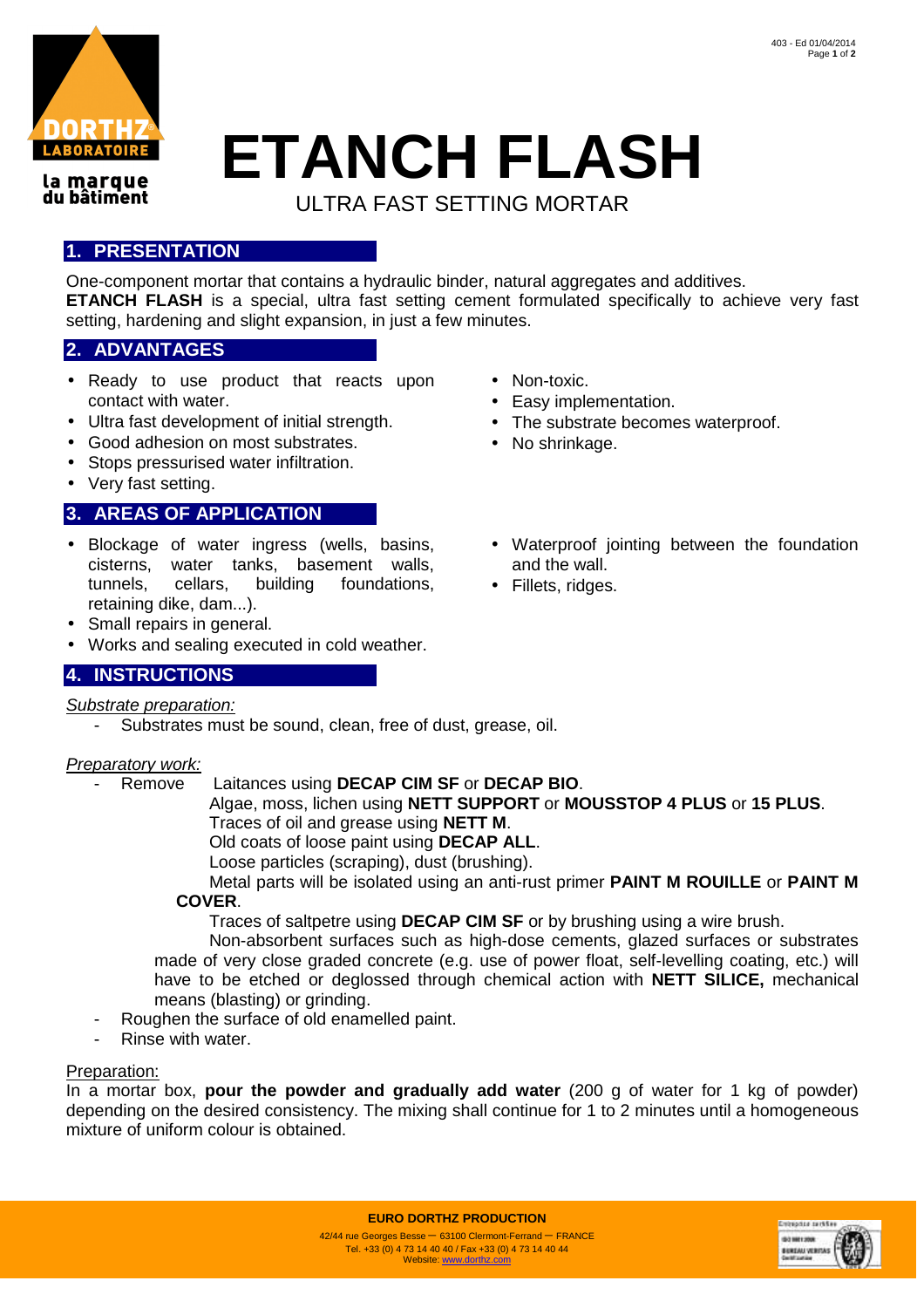# ETANCH FLASH

ULTRA FAST SETTING MORTAR

## 1. PRESENTATION

One-component mortar that contains a hydraulic binder, natural aggregates and additives.
**ETANCH FLASH** is a special, ultra fast setting cement formulated specifically to achieve very fast setting, hardening and slight expansion, in just a few minutes.

## 2. ADVANTAGES

- Ready to use product that reacts upon contact with water.
- Ultra fast development of initial strength.
- Good adhesion on most substrates.
- Stops pressurised water infiltration.
- Very fast setting.
- Non-toxic.
- Easy implementation.
- The substrate becomes waterproof.
- No shrinkage.

## 3. AREAS OF APPLICATION

- Blockage of water ingress (wells, basins, cisterns, water tanks, basement walls, tunnels, cellars, building foundations, retaining dike, dam...).
- Small repairs in general.
- Works and sealing executed in cold weather.
- Waterproof jointing between the foundation and the wall.
- Fillets, ridges.

## 4. INSTRUCTIONS

*Substrate preparation:*

- Substrates must be sound, clean, free of dust, grease, oil.

*Preparatory work:*

- Remove Laitances using **DECAP CIM SF** or **DECAP BIO**.
  Algae, moss, lichen using **NETT SUPPORT** or **MOUSSTOP 4 PLUS** or **15 PLUS**.
  Traces of oil and grease using **NETT M**.
  Old coats of loose paint using **DECAP ALL**.
  Loose particles (scraping), dust (brushing).
  Metal parts will be isolated using an anti-rust primer **PAINT M ROUILLE** or **PAINT M COVER**.
  Traces of saltpetre using **DECAP CIM SF** or by brushing using a wire brush.
  Non-absorbent surfaces such as high-dose cements, glazed surfaces or substrates made of very close graded concrete (e.g. use of power float, self-levelling coating, etc.) will have to be etched or deglossed through chemical action with **NETT SILICE,** mechanical means (blasting) or grinding.
- Roughen the surface of old enamelled paint.
- Rinse with water.

Preparation:

In a mortar box, **pour the powder and gradually add water** (200 g of water for 1 kg of powder) depending on the desired consistency. The mixing shall continue for 1 to 2 minutes until a homogeneous mixture of uniform colour is obtained.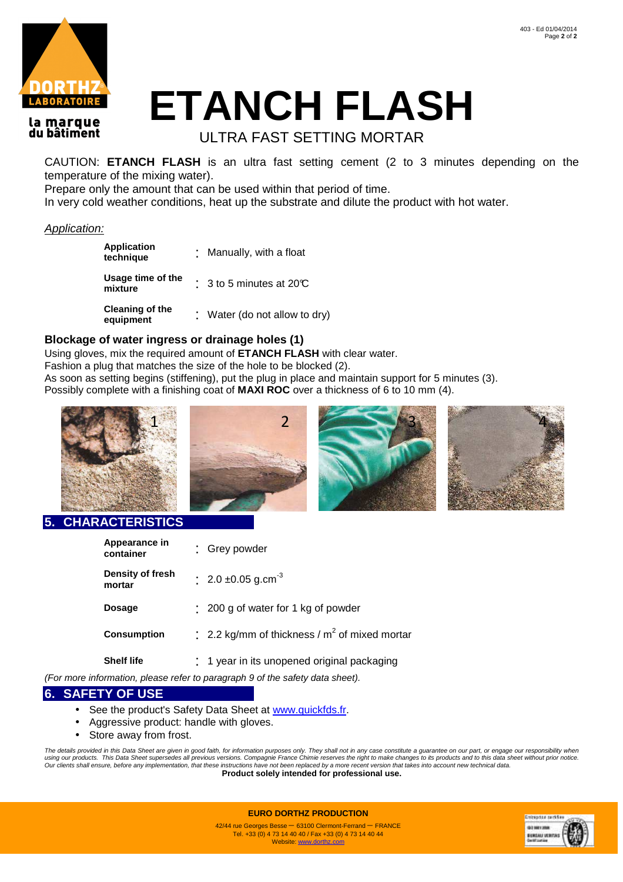# ETANCH FLASH

ULTRA FAST SETTING MORTAR

CAUTION: **ETANCH FLASH** is an ultra fast setting cement (2 to 3 minutes depending on the temperature of the mixing water).
Prepare only the amount that can be used within that period of time.
In very cold weather conditions, heat up the substrate and dilute the product with hot water.

*Application:*

| | |
|---|---|
| **Application technique** | : Manually, with a float |
| **Usage time of the mixture** | : 3 to 5 minutes at 20°C |
| **Cleaning of the equipment** | : Water (do not allow to dry) |

### Blockage of water ingress or drainage holes (1)

Using gloves, mix the required amount of **ETANCH FLASH** with clear water.
Fashion a plug that matches the size of the hole to be blocked (2).
As soon as setting begins (stiffening), put the plug in place and maintain support for 5 minutes (3).
Possibly complete with a finishing coat of **MAXI ROC** over a thickness of 6 to 10 mm (4).

1

2

3

4

## 5. CHARACTERISTICS

| | |
|---|---|
| **Appearance in container** | : Grey powder |
| **Density of fresh mortar** | : 2.0 ±0.05 g.cm$^{-3}$ |
| **Dosage** | : 200 g of water for 1 kg of powder |
| **Consumption** | : 2.2 kg/mm of thickness / m$^2$ of mixed mortar |
| **Shelf life** | : 1 year in its unopened original packaging |

*(For more information, please refer to paragraph 9 of the safety data sheet).*

## 6. SAFETY OF USE

- See the product's Safety Data Sheet at www.quickfds.fr.
- Aggressive product: handle with gloves.
- Store away from frost.

*The details provided in this Data Sheet are given in good faith, for information purposes only. They shall not in any case constitute a guarantee on our part, or engage our responsibility when using our products. This Data Sheet supersedes all previous versions. Compagnie France Chimie reserves the right to make changes to its products and to this data sheet without prior notice. Our clients shall ensure, before any implementation, that these instructions have not been replaced by a more recent version that takes into account new technical data.*

**Product solely intended for professional use.**

**EURO DORTHZ PRODUCTION**

42/44 rue Georges Besse – 63100 Clermont-Ferrand – FRANCE
Tel. +33 (0) 4 73 14 40 40 / Fax +33 (0) 4 73 14 40 44
Website: www.dorthz.com